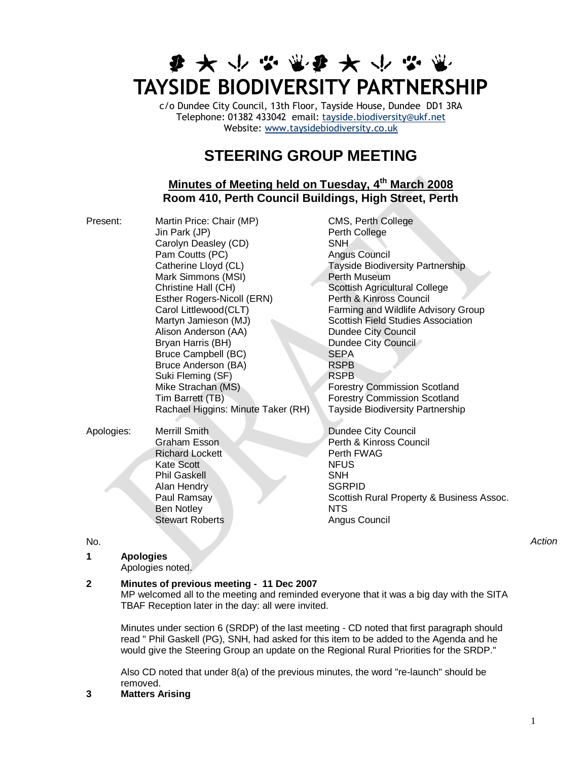# TAYSIDE BIODIVERSITY PARTNERSHIP

c/o Dundee City Council, 13th Floor, Tayside House, Dundee DD1 3RA
Telephone: 01382 433042 email: tayside.biodiversity@ukf.net
Website: www.taysidebiodiversity.co.uk

## STEERING GROUP MEETING

### Minutes of Meeting held on Tuesday, 4th March 2008
### Room 410, Perth Council Buildings, High Street, Perth

| | | |
|---|---|---|
| Present: | Martin Price: Chair (MP) | CMS, Perth College |
| | Jin Park (JP) | Perth College |
| | Carolyn Deasley (CD) | SNH |
| | Pam Coutts (PC) | Angus Council |
| | Catherine Lloyd (CL) | Tayside Biodiversity Partnership |
| | Mark Simmons (MSI) | Perth Museum |
| | Christine Hall (CH) | Scottish Agricultural College |
| | Esther Rogers-Nicoll (ERN) | Perth & Kinross Council |
| | Carol Littlewood(CLT) | Farming and Wildlife Advisory Group |
| | Martyn Jamieson (MJ) | Scottish Field Studies Association |
| | Alison Anderson (AA) | Dundee City Council |
| | Bryan Harris (BH) | Dundee City Council |
| | Bruce Campbell (BC) | SEPA |
| | Bruce Anderson (BA) | RSPB |
| | Suki Fleming (SF) | RSPB |
| | Mike Strachan (MS) | Forestry Commission Scotland |
| | Tim Barrett (TB) | Forestry Commission Scotland |
| | Rachael Higgins: Minute Taker (RH) | Tayside Biodiversity Partnership |
| Apologies: | Merrill Smith | Dundee City Council |
| | Graham Esson | Perth & Kinross Council |
| | Richard Lockett | Perth FWAG |
| | Kate Scott | NFUS |
| | Phil Gaskell | SNH |
| | Alan Hendry | SGRPID |
| | Paul Ramsay | Scottish Rural Property & Business Assoc. |
| | Ben Notley | NTS |
| | Stewart Roberts | Angus Council |

No. *Action*

**1 Apologies**

Apologies noted.

**2 Minutes of previous meeting - 11 Dec 2007**

MP welcomed all to the meeting and reminded everyone that it was a big day with the SITA TBAF Reception later in the day: all were invited.

Minutes under section 6 (SRDP) of the last meeting - CD noted that first paragraph should read " Phil Gaskell (PG), SNH, had asked for this item to be added to the Agenda and he would give the Steering Group an update on the Regional Rural Priorities for the SRDP."

Also CD noted that under 8(a) of the previous minutes, the word "re-launch" should be removed.

**3 Matters Arising**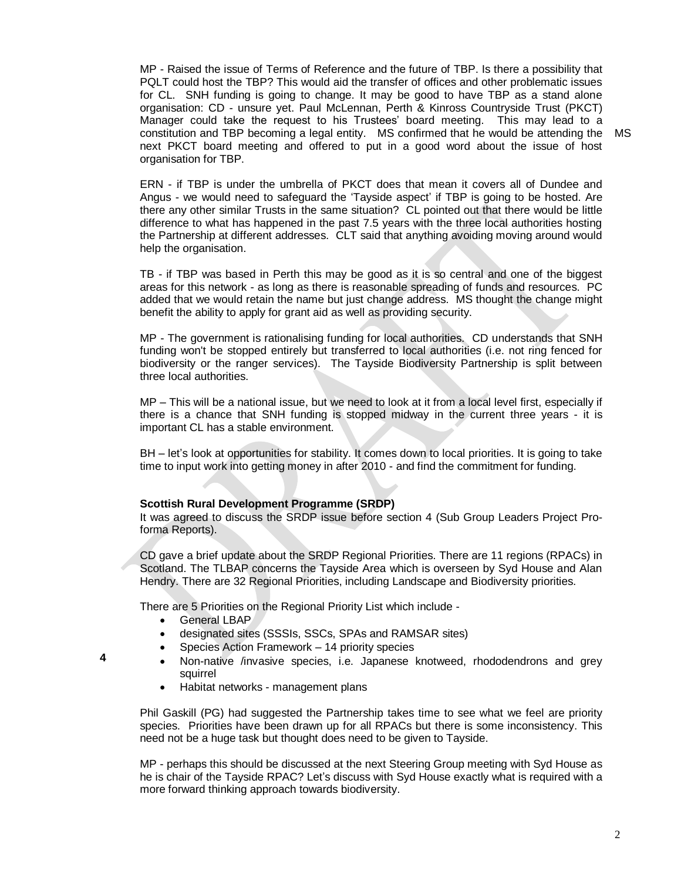MP - Raised the issue of Terms of Reference and the future of TBP. Is there a possibility that PQLT could host the TBP? This would aid the transfer of offices and other problematic issues for CL. SNH funding is going to change. It may be good to have TBP as a stand alone organisation: CD - unsure yet. Paul McLennan, Perth & Kinross Countryside Trust (PKCT) Manager could take the request to his Trustees' board meeting. This may lead to a constitution and TBP becoming a legal entity. MS confirmed that he would be attending the next PKCT board meeting and offered to put in a good word about the issue of host organisation for TBP. MS

ERN - if TBP is under the umbrella of PKCT does that mean it covers all of Dundee and Angus - we would need to safeguard the 'Tayside aspect' if TBP is going to be hosted. Are there any other similar Trusts in the same situation? CL pointed out that there would be little difference to what has happened in the past 7.5 years with the three local authorities hosting the Partnership at different addresses. CLT said that anything avoiding moving around would help the organisation.

TB - if TBP was based in Perth this may be good as it is so central and one of the biggest areas for this network - as long as there is reasonable spreading of funds and resources. PC added that we would retain the name but just change address. MS thought the change might benefit the ability to apply for grant aid as well as providing security.

MP - The government is rationalising funding for local authorities. CD understands that SNH funding won't be stopped entirely but transferred to local authorities (i.e. not ring fenced for biodiversity or the ranger services). The Tayside Biodiversity Partnership is split between three local authorities.

MP – This will be a national issue, but we need to look at it from a local level first, especially if there is a chance that SNH funding is stopped midway in the current three years - it is important CL has a stable environment.

BH – let's look at opportunities for stability. It comes down to local priorities. It is going to take time to input work into getting money in after 2010 - and find the commitment for funding.

**Scottish Rural Development Programme (SRDP)**

It was agreed to discuss the SRDP issue before section 4 (Sub Group Leaders Project Pro-forma Reports).

4

CD gave a brief update about the SRDP Regional Priorities. There are 11 regions (RPACs) in Scotland. The TLBAP concerns the Tayside Area which is overseen by Syd House and Alan Hendry. There are 32 Regional Priorities, including Landscape and Biodiversity priorities.

There are 5 Priorities on the Regional Priority List which include -

- General LBAP
- designated sites (SSSIs, SSCs, SPAs and RAMSAR sites)
- Species Action Framework – 14 priority species
- Non-native /invasive species, i.e. Japanese knotweed, rhododendrons and grey squirrel
- Habitat networks - management plans

Phil Gaskill (PG) had suggested the Partnership takes time to see what we feel are priority species. Priorities have been drawn up for all RPACs but there is some inconsistency. This need not be a huge task but thought does need to be given to Tayside.

MP - perhaps this should be discussed at the next Steering Group meeting with Syd House as he is chair of the Tayside RPAC? Let's discuss with Syd House exactly what is required with a more forward thinking approach towards biodiversity.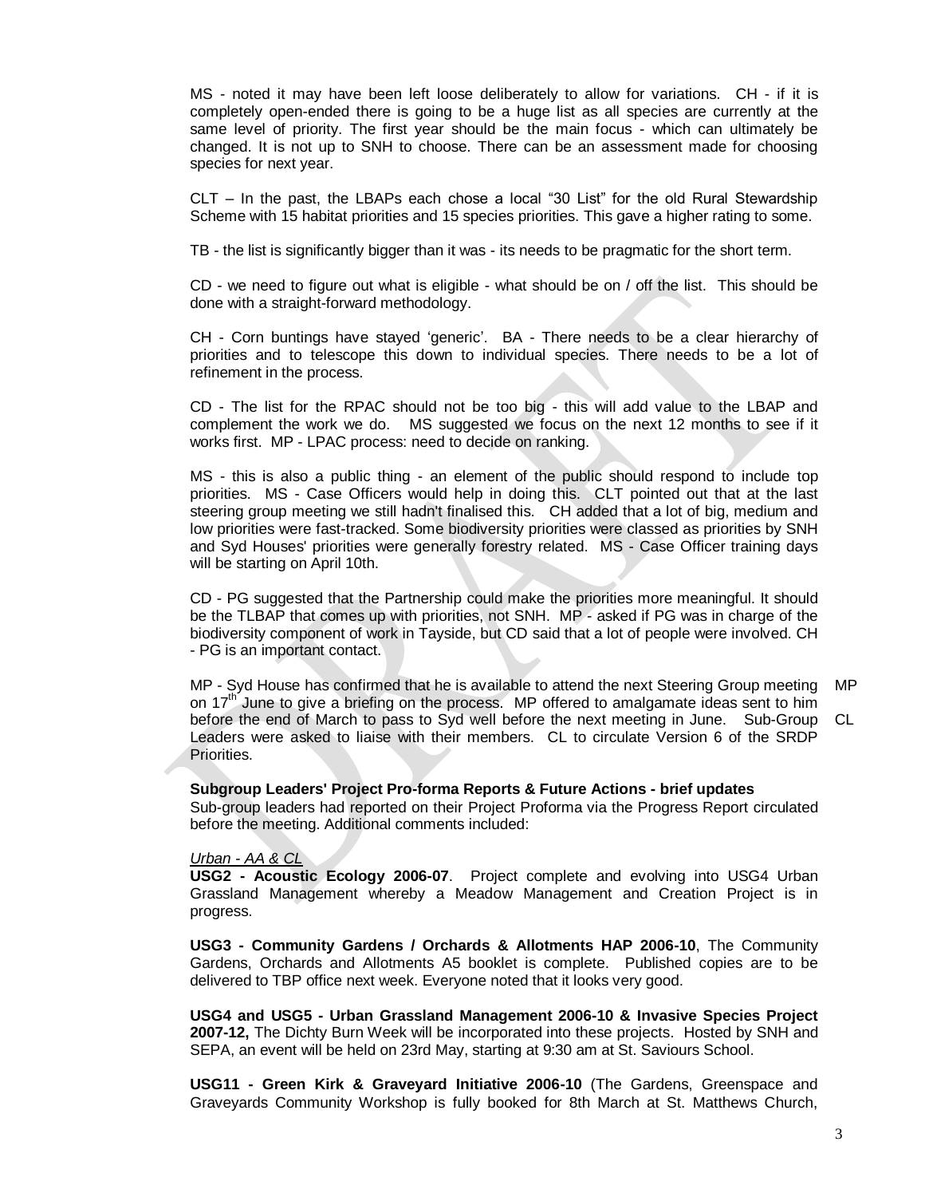MS - noted it may have been left loose deliberately to allow for variations. CH - if it is completely open-ended there is going to be a huge list as all species are currently at the same level of priority. The first year should be the main focus - which can ultimately be changed. It is not up to SNH to choose. There can be an assessment made for choosing species for next year.

CLT – In the past, the LBAPs each chose a local "30 List" for the old Rural Stewardship Scheme with 15 habitat priorities and 15 species priorities. This gave a higher rating to some.

TB - the list is significantly bigger than it was - its needs to be pragmatic for the short term.

CD - we need to figure out what is eligible - what should be on / off the list. This should be done with a straight-forward methodology.

CH - Corn buntings have stayed 'generic'. BA - There needs to be a clear hierarchy of priorities and to telescope this down to individual species. There needs to be a lot of refinement in the process.

CD - The list for the RPAC should not be too big - this will add value to the LBAP and complement the work we do. MS suggested we focus on the next 12 months to see if it works first. MP - LPAC process: need to decide on ranking.

MS - this is also a public thing - an element of the public should respond to include top priorities. MS - Case Officers would help in doing this. CLT pointed out that at the last steering group meeting we still hadn't finalised this. CH added that a lot of big, medium and low priorities were fast-tracked. Some biodiversity priorities were classed as priorities by SNH and Syd Houses' priorities were generally forestry related. MS - Case Officer training days will be starting on April 10th.

CD - PG suggested that the Partnership could make the priorities more meaningful. It should be the TLBAP that comes up with priorities, not SNH. MP - asked if PG was in charge of the biodiversity component of work in Tayside, but CD said that a lot of people were involved. CH - PG is an important contact.

MP - Syd House has confirmed that he is available to attend the next Steering Group meeting on 17th June to give a briefing on the process. MP offered to amalgamate ideas sent to him before the end of March to pass to Syd well before the next meeting in June. Sub-Group Leaders were asked to liaise with their members. CL to circulate Version 6 of the SRDP Priorities. **MP** **CL**

**Subgroup Leaders' Project Pro-forma Reports & Future Actions - brief updates**

Sub-group leaders had reported on their Project Proforma via the Progress Report circulated before the meeting. Additional comments included:

*Urban - AA & CL*

**USG2 - Acoustic Ecology 2006-07**. Project complete and evolving into USG4 Urban Grassland Management whereby a Meadow Management and Creation Project is in progress.

**USG3 - Community Gardens / Orchards & Allotments HAP 2006-10**, The Community Gardens, Orchards and Allotments A5 booklet is complete. Published copies are to be delivered to TBP office next week. Everyone noted that it looks very good.

**USG4 and USG5 - Urban Grassland Management 2006-10 & Invasive Species Project 2007-12,** The Dichty Burn Week will be incorporated into these projects. Hosted by SNH and SEPA, an event will be held on 23rd May, starting at 9:30 am at St. Saviours School.

**USG11 - Green Kirk & Graveyard Initiative 2006-10** (The Gardens, Greenspace and Graveyards Community Workshop is fully booked for 8th March at St. Matthews Church,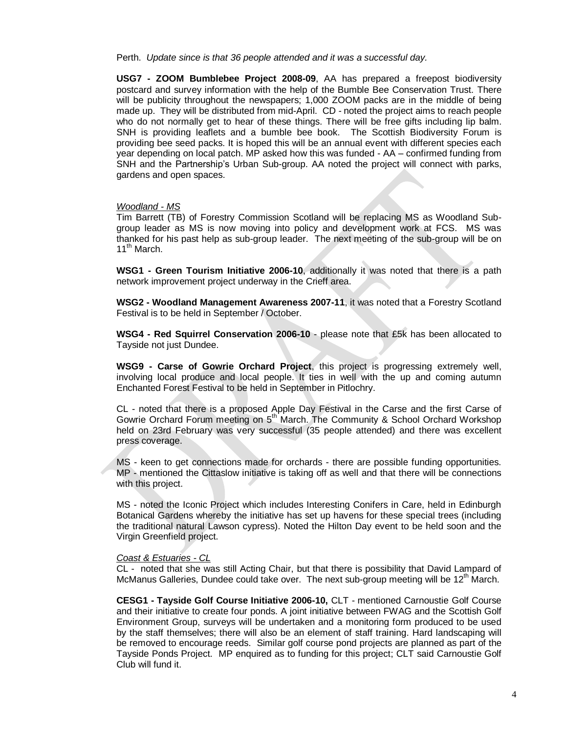Perth. *Update since is that 36 people attended and it was a successful day.*

**USG7 - ZOOM Bumblebee Project 2008-09**, AA has prepared a freepost biodiversity postcard and survey information with the help of the Bumble Bee Conservation Trust. There will be publicity throughout the newspapers; 1,000 ZOOM packs are in the middle of being made up. They will be distributed from mid-April. CD - noted the project aims to reach people who do not normally get to hear of these things. There will be free gifts including lip balm. SNH is providing leaflets and a bumble bee book. The Scottish Biodiversity Forum is providing bee seed packs. It is hoped this will be an annual event with different species each year depending on local patch. MP asked how this was funded - AA – confirmed funding from SNH and the Partnership's Urban Sub-group. AA noted the project will connect with parks, gardens and open spaces.

*Woodland - MS*

Tim Barrett (TB) of Forestry Commission Scotland will be replacing MS as Woodland Sub-group leader as MS is now moving into policy and development work at FCS. MS was thanked for his past help as sub-group leader. The next meeting of the sub-group will be on 11th March.

**WSG1 - Green Tourism Initiative 2006-10**, additionally it was noted that there is a path network improvement project underway in the Crieff area.

**WSG2 - Woodland Management Awareness 2007-11**, it was noted that a Forestry Scotland Festival is to be held in September / October.

**WSG4 - Red Squirrel Conservation 2006-10** - please note that £5k has been allocated to Tayside not just Dundee.

**WSG9 - Carse of Gowrie Orchard Project**, this project is progressing extremely well, involving local produce and local people. It ties in well with the up and coming autumn Enchanted Forest Festival to be held in September in Pitlochry.

CL - noted that there is a proposed Apple Day Festival in the Carse and the first Carse of Gowrie Orchard Forum meeting on 5th March. The Community & School Orchard Workshop held on 23rd February was very successful (35 people attended) and there was excellent press coverage.

MS - keen to get connections made for orchards - there are possible funding opportunities. MP - mentioned the Cittaslow initiative is taking off as well and that there will be connections with this project.

MS - noted the Iconic Project which includes Interesting Conifers in Care, held in Edinburgh Botanical Gardens whereby the initiative has set up havens for these special trees (including the traditional natural Lawson cypress). Noted the Hilton Day event to be held soon and the Virgin Greenfield project.

*Coast & Estuaries - CL*

CL - noted that she was still Acting Chair, but that there is possibility that David Lampard of McManus Galleries, Dundee could take over. The next sub-group meeting will be 12th March.

**CESG1 - Tayside Golf Course Initiative 2006-10,** CLT - mentioned Carnoustie Golf Course and their initiative to create four ponds. A joint initiative between FWAG and the Scottish Golf Environment Group, surveys will be undertaken and a monitoring form produced to be used by the staff themselves; there will also be an element of staff training. Hard landscaping will be removed to encourage reeds. Similar golf course pond projects are planned as part of the Tayside Ponds Project. MP enquired as to funding for this project; CLT said Carnoustie Golf Club will fund it.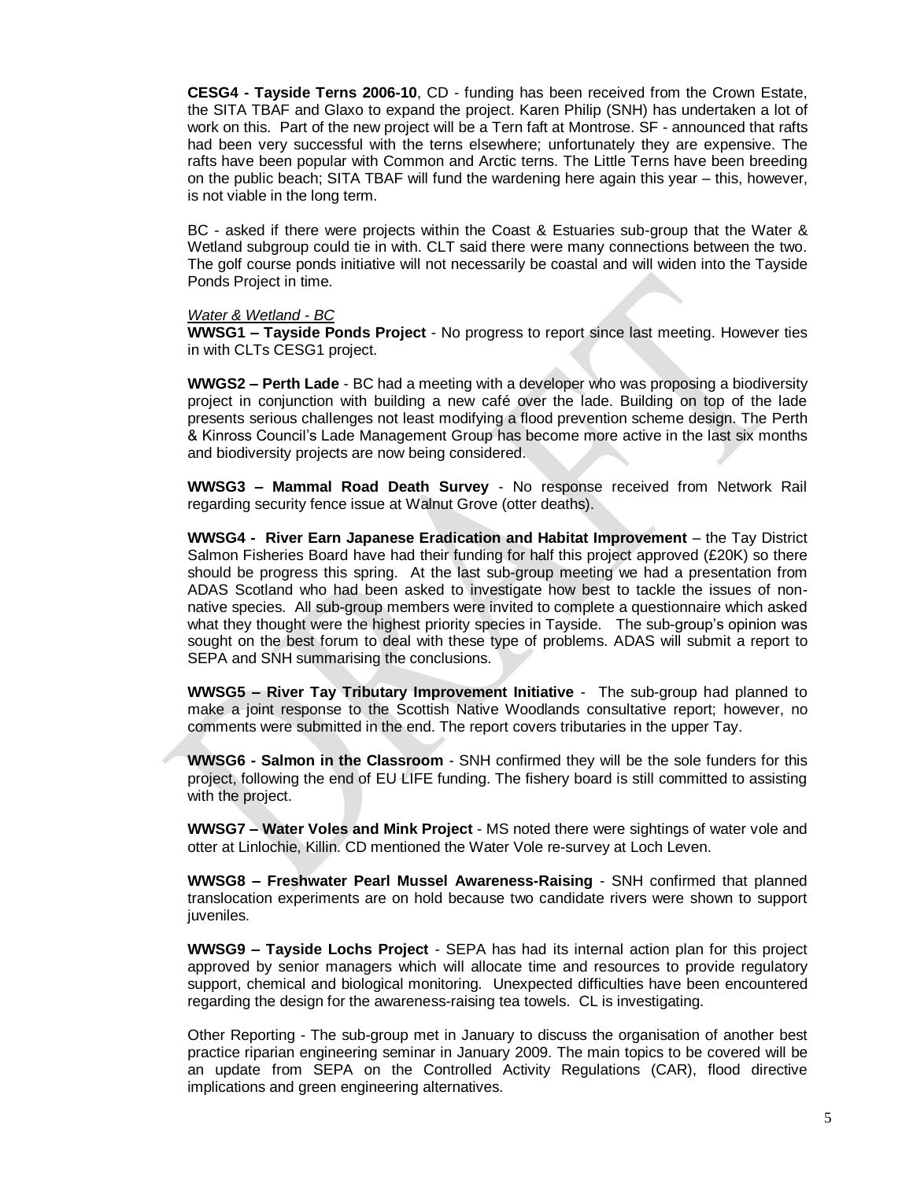**CESG4 - Tayside Terns 2006-10**, CD - funding has been received from the Crown Estate, the SITA TBAF and Glaxo to expand the project. Karen Philip (SNH) has undertaken a lot of work on this. Part of the new project will be a Tern faft at Montrose. SF - announced that rafts had been very successful with the terns elsewhere; unfortunately they are expensive. The rafts have been popular with Common and Arctic terns. The Little Terns have been breeding on the public beach; SITA TBAF will fund the wardening here again this year – this, however, is not viable in the long term.

BC - asked if there were projects within the Coast & Estuaries sub-group that the Water & Wetland subgroup could tie in with. CLT said there were many connections between the two. The golf course ponds initiative will not necessarily be coastal and will widen into the Tayside Ponds Project in time.

*Water & Wetland - BC*

**WWSG1 – Tayside Ponds Project** - No progress to report since last meeting. However ties in with CLTs CESG1 project.

**WWGS2 – Perth Lade** - BC had a meeting with a developer who was proposing a biodiversity project in conjunction with building a new café over the lade. Building on top of the lade presents serious challenges not least modifying a flood prevention scheme design. The Perth & Kinross Council's Lade Management Group has become more active in the last six months and biodiversity projects are now being considered.

**WWSG3 – Mammal Road Death Survey** - No response received from Network Rail regarding security fence issue at Walnut Grove (otter deaths).

**WWSG4 - River Earn Japanese Eradication and Habitat Improvement** – the Tay District Salmon Fisheries Board have had their funding for half this project approved (£20K) so there should be progress this spring. At the last sub-group meeting we had a presentation from ADAS Scotland who had been asked to investigate how best to tackle the issues of non-native species. All sub-group members were invited to complete a questionnaire which asked what they thought were the highest priority species in Tayside. The sub-group's opinion was sought on the best forum to deal with these type of problems. ADAS will submit a report to SEPA and SNH summarising the conclusions.

**WWSG5 – River Tay Tributary Improvement Initiative** - The sub-group had planned to make a joint response to the Scottish Native Woodlands consultative report; however, no comments were submitted in the end. The report covers tributaries in the upper Tay.

**WWSG6 - Salmon in the Classroom** - SNH confirmed they will be the sole funders for this project, following the end of EU LIFE funding. The fishery board is still committed to assisting with the project.

**WWSG7 – Water Voles and Mink Project** - MS noted there were sightings of water vole and otter at Linlochie, Killin. CD mentioned the Water Vole re-survey at Loch Leven.

**WWSG8 – Freshwater Pearl Mussel Awareness-Raising** - SNH confirmed that planned translocation experiments are on hold because two candidate rivers were shown to support juveniles.

**WWSG9 – Tayside Lochs Project** - SEPA has had its internal action plan for this project approved by senior managers which will allocate time and resources to provide regulatory support, chemical and biological monitoring. Unexpected difficulties have been encountered regarding the design for the awareness-raising tea towels. CL is investigating.

Other Reporting - The sub-group met in January to discuss the organisation of another best practice riparian engineering seminar in January 2009. The main topics to be covered will be an update from SEPA on the Controlled Activity Regulations (CAR), flood directive implications and green engineering alternatives.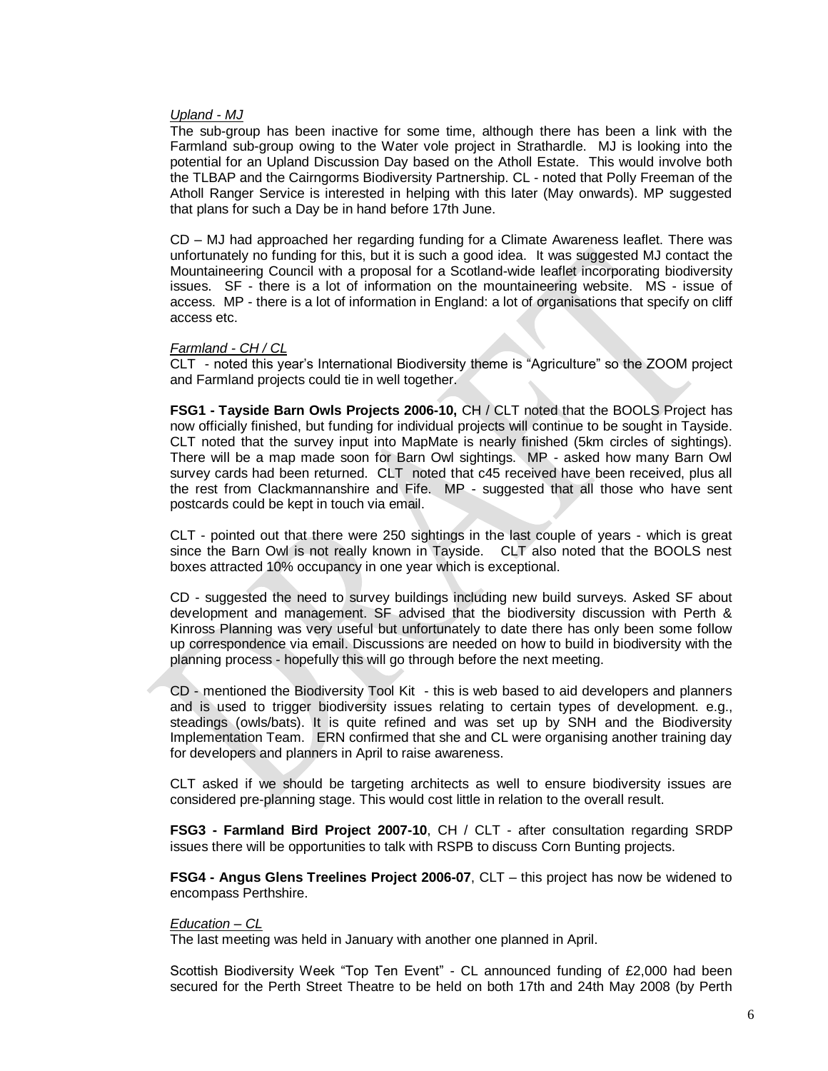*Upland - MJ*

The sub-group has been inactive for some time, although there has been a link with the Farmland sub-group owing to the Water vole project in Strathardle. MJ is looking into the potential for an Upland Discussion Day based on the Atholl Estate. This would involve both the TLBAP and the Cairngorms Biodiversity Partnership. CL - noted that Polly Freeman of the Atholl Ranger Service is interested in helping with this later (May onwards). MP suggested that plans for such a Day be in hand before 17th June.

CD – MJ had approached her regarding funding for a Climate Awareness leaflet. There was unfortunately no funding for this, but it is such a good idea. It was suggested MJ contact the Mountaineering Council with a proposal for a Scotland-wide leaflet incorporating biodiversity issues. SF - there is a lot of information on the mountaineering website. MS - issue of access. MP - there is a lot of information in England: a lot of organisations that specify on cliff access etc.

*Farmland - CH / CL*

CLT - noted this year's International Biodiversity theme is "Agriculture" so the ZOOM project and Farmland projects could tie in well together.

**FSG1 - Tayside Barn Owls Projects 2006-10,** CH / CLT noted that the BOOLS Project has now officially finished, but funding for individual projects will continue to be sought in Tayside. CLT noted that the survey input into MapMate is nearly finished (5km circles of sightings). There will be a map made soon for Barn Owl sightings. MP - asked how many Barn Owl survey cards had been returned. CLT noted that c45 received have been received, plus all the rest from Clackmannanshire and Fife. MP - suggested that all those who have sent postcards could be kept in touch via email.

CLT - pointed out that there were 250 sightings in the last couple of years - which is great since the Barn Owl is not really known in Tayside. CLT also noted that the BOOLS nest boxes attracted 10% occupancy in one year which is exceptional.

CD - suggested the need to survey buildings including new build surveys. Asked SF about development and management. SF advised that the biodiversity discussion with Perth & Kinross Planning was very useful but unfortunately to date there has only been some follow up correspondence via email. Discussions are needed on how to build in biodiversity with the planning process - hopefully this will go through before the next meeting.

CD - mentioned the Biodiversity Tool Kit - this is web based to aid developers and planners and is used to trigger biodiversity issues relating to certain types of development. e.g., steadings (owls/bats). It is quite refined and was set up by SNH and the Biodiversity Implementation Team. ERN confirmed that she and CL were organising another training day for developers and planners in April to raise awareness.

CLT asked if we should be targeting architects as well to ensure biodiversity issues are considered pre-planning stage. This would cost little in relation to the overall result.

**FSG3 - Farmland Bird Project 2007-10**, CH / CLT - after consultation regarding SRDP issues there will be opportunities to talk with RSPB to discuss Corn Bunting projects.

**FSG4 - Angus Glens Treelines Project 2006-07**, CLT – this project has now be widened to encompass Perthshire.

*Education – CL*

The last meeting was held in January with another one planned in April.

Scottish Biodiversity Week "Top Ten Event" - CL announced funding of £2,000 had been secured for the Perth Street Theatre to be held on both 17th and 24th May 2008 (by Perth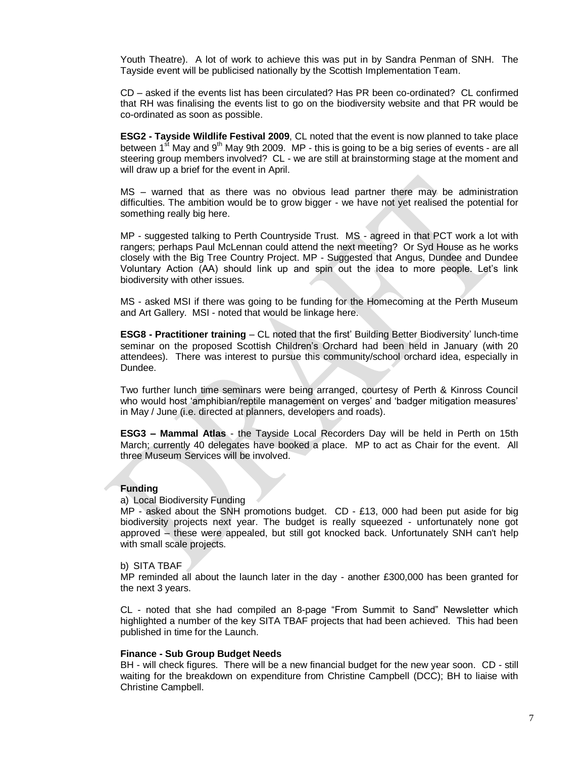Youth Theatre). A lot of work to achieve this was put in by Sandra Penman of SNH. The Tayside event will be publicised nationally by the Scottish Implementation Team.

CD – asked if the events list has been circulated? Has PR been co-ordinated? CL confirmed that RH was finalising the events list to go on the biodiversity website and that PR would be co-ordinated as soon as possible.

**ESG2 - Tayside Wildlife Festival 2009**, CL noted that the event is now planned to take place between 1st May and 9th May 9th 2009. MP - this is going to be a big series of events - are all steering group members involved? CL - we are still at brainstorming stage at the moment and will draw up a brief for the event in April.

MS – warned that as there was no obvious lead partner there may be administration difficulties. The ambition would be to grow bigger - we have not yet realised the potential for something really big here.

MP - suggested talking to Perth Countryside Trust. MS - agreed in that PCT work a lot with rangers; perhaps Paul McLennan could attend the next meeting? Or Syd House as he works closely with the Big Tree Country Project. MP - Suggested that Angus, Dundee and Dundee Voluntary Action (AA) should link up and spin out the idea to more people. Let's link biodiversity with other issues.

MS - asked MSI if there was going to be funding for the Homecoming at the Perth Museum and Art Gallery. MSI - noted that would be linkage here.

**ESG8 - Practitioner training** – CL noted that the first' Building Better Biodiversity' lunch-time seminar on the proposed Scottish Children's Orchard had been held in January (with 20 attendees). There was interest to pursue this community/school orchard idea, especially in Dundee.

Two further lunch time seminars were being arranged, courtesy of Perth & Kinross Council who would host 'amphibian/reptile management on verges' and 'badger mitigation measures' in May / June (i.e. directed at planners, developers and roads).

**ESG3 – Mammal Atlas** - the Tayside Local Recorders Day will be held in Perth on 15th March; currently 40 delegates have booked a place. MP to act as Chair for the event. All three Museum Services will be involved.

**Funding**

a) Local Biodiversity Funding

MP - asked about the SNH promotions budget. CD - £13, 000 had been put aside for big biodiversity projects next year. The budget is really squeezed - unfortunately none got approved – these were appealed, but still got knocked back. Unfortunately SNH can't help with small scale projects.

b) SITA TBAF

MP reminded all about the launch later in the day - another £300,000 has been granted for the next 3 years.

CL - noted that she had compiled an 8-page "From Summit to Sand" Newsletter which highlighted a number of the key SITA TBAF projects that had been achieved. This had been published in time for the Launch.

**Finance - Sub Group Budget Needs**

BH - will check figures. There will be a new financial budget for the new year soon. CD - still waiting for the breakdown on expenditure from Christine Campbell (DCC); BH to liaise with Christine Campbell.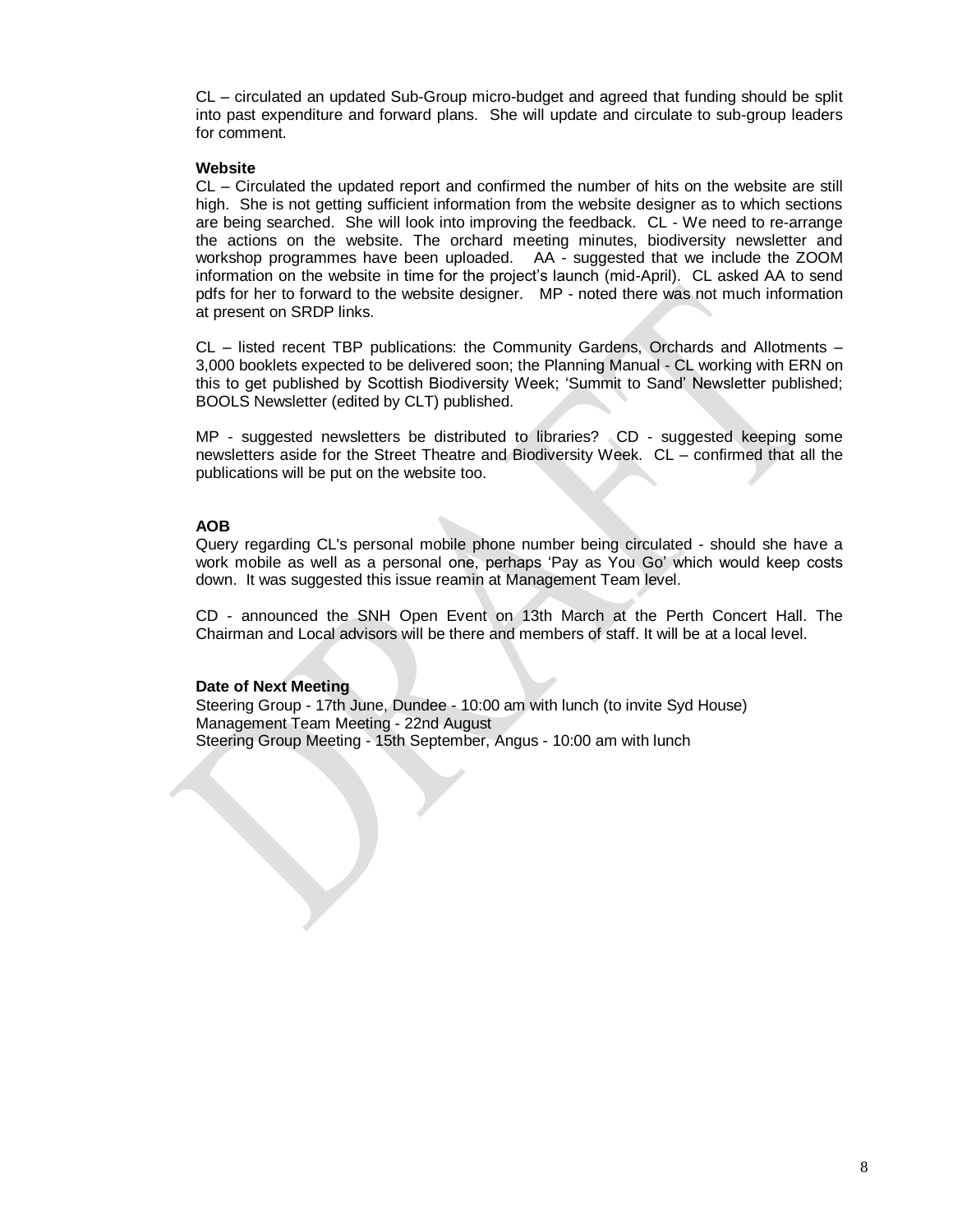CL – circulated an updated Sub-Group micro-budget and agreed that funding should be split into past expenditure and forward plans. She will update and circulate to sub-group leaders for comment.

**Website**

CL – Circulated the updated report and confirmed the number of hits on the website are still high. She is not getting sufficient information from the website designer as to which sections are being searched. She will look into improving the feedback. CL - We need to re-arrange the actions on the website. The orchard meeting minutes, biodiversity newsletter and workshop programmes have been uploaded. AA - suggested that we include the ZOOM information on the website in time for the project's launch (mid-April). CL asked AA to send pdfs for her to forward to the website designer. MP - noted there was not much information at present on SRDP links.

CL – listed recent TBP publications: the Community Gardens, Orchards and Allotments – 3,000 booklets expected to be delivered soon; the Planning Manual - CL working with ERN on this to get published by Scottish Biodiversity Week; 'Summit to Sand' Newsletter published; BOOLS Newsletter (edited by CLT) published.

MP - suggested newsletters be distributed to libraries? CD - suggested keeping some newsletters aside for the Street Theatre and Biodiversity Week. CL – confirmed that all the publications will be put on the website too.

**AOB**

Query regarding CL's personal mobile phone number being circulated - should she have a work mobile as well as a personal one, perhaps 'Pay as You Go' which would keep costs down. It was suggested this issue reamin at Management Team level.

CD - announced the SNH Open Event on 13th March at the Perth Concert Hall. The Chairman and Local advisors will be there and members of staff. It will be at a local level.

**Date of Next Meeting**

Steering Group - 17th June, Dundee - 10:00 am with lunch (to invite Syd House)
Management Team Meeting - 22nd August
Steering Group Meeting - 15th September, Angus - 10:00 am with lunch